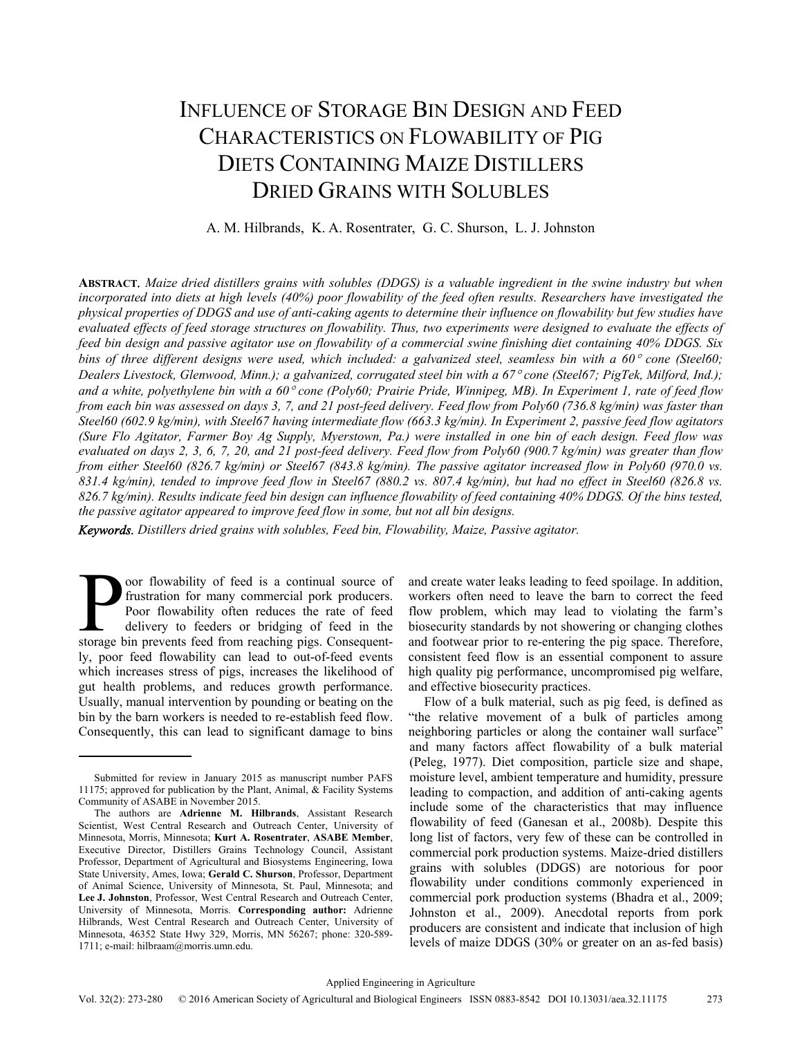# Influence of Storage Bin Design and Feed Characteristics on Flowability of Pig Diets Containing Maize Distillers Dried Grains with Solubles

A. M. Hilbrands, K. A. Rosentrater, G. C. Shurson, L. J. Johnston

**Abstract.** *Maize dried distillers grains with solubles (DDGS) is a valuable ingredient in the swine industry but when incorporated into diets at high levels (40%) poor flowability of the feed often results. Researchers have investigated the physical properties of DDGS and use of anti-caking agents to determine their influence on flowability but few studies have evaluated effects of feed storage structures on flowability. Thus, two experiments were designed to evaluate the effects of feed bin design and passive agitator use on flowability of a commercial swine finishing diet containing 40% DDGS. Six bins of three different designs were used, which included: a galvanized steel, seamless bin with a 60° cone (Steel60; Dealers Livestock, Glenwood, Minn.); a galvanized, corrugated steel bin with a 67° cone (Steel67; PigTek, Milford, Ind.); and a white, polyethylene bin with a 60° cone (Poly60; Prairie Pride, Winnipeg, MB). In Experiment 1, rate of feed flow from each bin was assessed on days 3, 7, and 21 post-feed delivery. Feed flow from Poly60 (736.8 kg/min) was faster than Steel60 (602.9 kg/min), with Steel67 having intermediate flow (663.3 kg/min). In Experiment 2, passive feed flow agitators (Sure Flo Agitator, Farmer Boy Ag Supply, Myerstown, Pa.) were installed in one bin of each design. Feed flow was evaluated on days 2, 3, 6, 7, 20, and 21 post-feed delivery. Feed flow from Poly60 (900.7 kg/min) was greater than flow from either Steel60 (826.7 kg/min) or Steel67 (843.8 kg/min). The passive agitator increased flow in Poly60 (970.0 vs. 831.4 kg/min), tended to improve feed flow in Steel67 (880.2 vs. 807.4 kg/min), but had no effect in Steel60 (826.8 vs. 826.7 kg/min). Results indicate feed bin design can influence flowability of feed containing 40% DDGS. Of the bins tested, the passive agitator appeared to improve feed flow in some, but not all bin designs.*

***Keywords.*** *Distillers dried grains with solubles, Feed bin, Flowability, Maize, Passive agitator.*

Poor flowability of feed is a continual source of frustration for many commercial pork producers. Poor flowability often reduces the rate of feed delivery to feeders or bridging of feed in the storage bin prevents feed from reaching pigs. Consequently, poor feed flowability can lead to out-of-feed events which increases stress of pigs, increases the likelihood of gut health problems, and reduces growth performance. Usually, manual intervention by pounding or beating on the bin by the barn workers is needed to re-establish feed flow. Consequently, this can lead to significant damage to bins and create water leaks leading to feed spoilage. In addition, workers often need to leave the barn to correct the feed flow problem, which may lead to violating the farm's biosecurity standards by not showering or changing clothes and footwear prior to re-entering the pig space. Therefore, consistent feed flow is an essential component to assure high quality pig performance, uncompromised pig welfare, and effective biosecurity practices.

Flow of a bulk material, such as pig feed, is defined as "the relative movement of a bulk of particles among neighboring particles or along the container wall surface" and many factors affect flowability of a bulk material (Peleg, 1977). Diet composition, particle size and shape, moisture level, ambient temperature and humidity, pressure leading to compaction, and addition of anti-caking agents include some of the characteristics that may influence flowability of feed (Ganesan et al., 2008b). Despite this long list of factors, very few of these can be controlled in commercial pork production systems. Maize-dried distillers grains with solubles (DDGS) are notorious for poor flowability under conditions commonly experienced in commercial pork production systems (Bhadra et al., 2009; Johnston et al., 2009). Anecdotal reports from pork producers are consistent and indicate that inclusion of high levels of maize DDGS (30% or greater on an as-fed basis)

---

Submitted for review in January 2015 as manuscript number PAFS 11175; approved for publication by the Plant, Animal, & Facility Systems Community of ASABE in November 2015.

The authors are **Adrienne M. Hilbrands**, Assistant Research Scientist, West Central Research and Outreach Center, University of Minnesota, Morris, Minnesota; **Kurt A. Rosentrater, ASABE Member**, Executive Director, Distillers Grains Technology Council, Assistant Professor, Department of Agricultural and Biosystems Engineering, Iowa State University, Ames, Iowa; **Gerald C. Shurson**, Professor, Department of Animal Science, University of Minnesota, St. Paul, Minnesota; and **Lee J. Johnston**, Professor, West Central Research and Outreach Center, University of Minnesota, Morris. **Corresponding author:** Adrienne Hilbrands, West Central Research and Outreach Center, University of Minnesota, 46352 State Hwy 329, Morris, MN 56267; phone: 320-589-1711; e-mail: hilbraam@morris.umn.edu.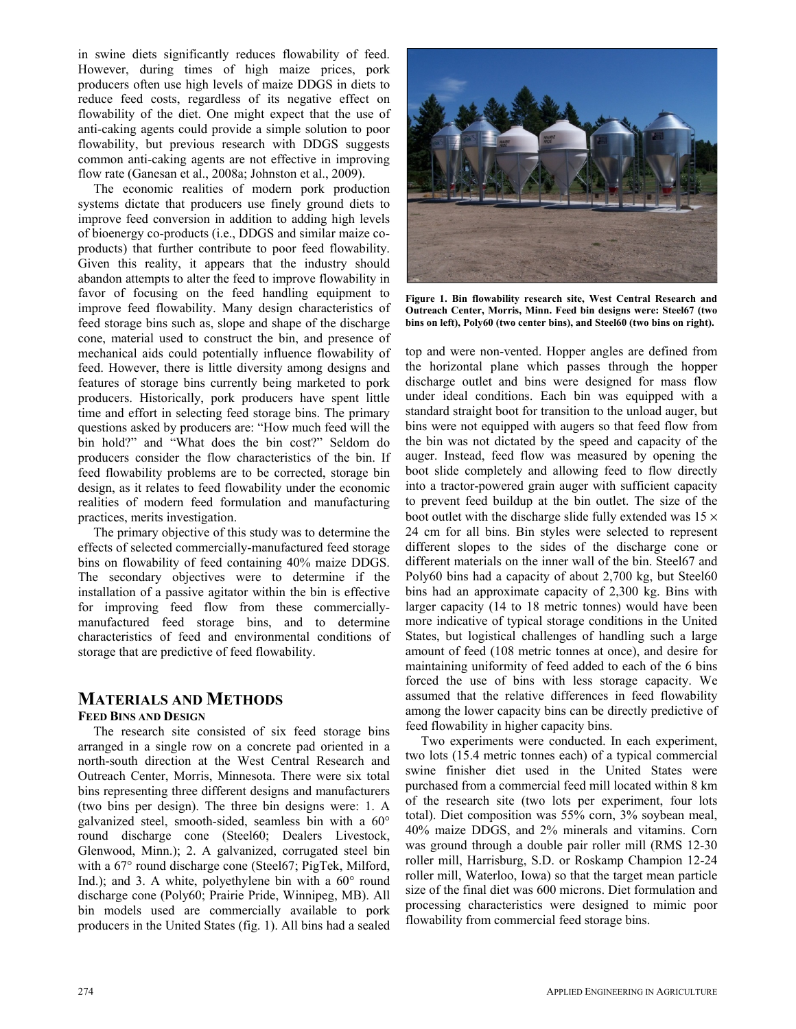in swine diets significantly reduces flowability of feed. However, during times of high maize prices, pork producers often use high levels of maize DDGS in diets to reduce feed costs, regardless of its negative effect on flowability of the diet. One might expect that the use of anti-caking agents could provide a simple solution to poor flowability, but previous research with DDGS suggests common anti-caking agents are not effective in improving flow rate (Ganesan et al., 2008a; Johnston et al., 2009).

The economic realities of modern pork production systems dictate that producers use finely ground diets to improve feed conversion in addition to adding high levels of bioenergy co-products (i.e., DDGS and similar maize co-products) that further contribute to poor feed flowability. Given this reality, it appears that the industry should abandon attempts to alter the feed to improve flowability in favor of focusing on the feed handling equipment to improve feed flowability. Many design characteristics of feed storage bins such as, slope and shape of the discharge cone, material used to construct the bin, and presence of mechanical aids could potentially influence flowability of feed. However, there is little diversity among designs and features of storage bins currently being marketed to pork producers. Historically, pork producers have spent little time and effort in selecting feed storage bins. The primary questions asked by producers are: "How much feed will the bin hold?" and "What does the bin cost?" Seldom do producers consider the flow characteristics of the bin. If feed flowability problems are to be corrected, storage bin design, as it relates to feed flowability under the economic realities of modern feed formulation and manufacturing practices, merits investigation.

The primary objective of this study was to determine the effects of selected commercially-manufactured feed storage bins on flowability of feed containing 40% maize DDGS. The secondary objectives were to determine if the installation of a passive agitator within the bin is effective for improving feed flow from these commercially-manufactured feed storage bins, and to determine characteristics of feed and environmental conditions of storage that are predictive of feed flowability.

**Figure 1. Bin flowability research site, West Central Research and Outreach Center, Morris, Minn. Feed bin designs were: Steel67 (two bins on left), Poly60 (two center bins), and Steel60 (two bins on right).**

## Materials and Methods

### Feed Bins and Design

The research site consisted of six feed storage bins arranged in a single row on a concrete pad oriented in a north-south direction at the West Central Research and Outreach Center, Morris, Minnesota. There were six total bins representing three different designs and manufacturers (two bins per design). The three bin designs were: 1. A galvanized steel, smooth-sided, seamless bin with a 60° round discharge cone (Steel60; Dealers Livestock, Glenwood, Minn.); 2. A galvanized, corrugated steel bin with a 67° round discharge cone (Steel67; PigTek, Milford, Ind.); and 3. A white, polyethylene bin with a 60° round discharge cone (Poly60; Prairie Pride, Winnipeg, MB). All bin models used are commercially available to pork producers in the United States (fig. 1). All bins had a sealed top and were non-vented. Hopper angles are defined from the horizontal plane which passes through the hopper discharge outlet and bins were designed for mass flow under ideal conditions. Each bin was equipped with a standard straight boot for transition to the unload auger, but bins were not equipped with augers so that feed flow from the bin was not dictated by the speed and capacity of the auger. Instead, feed flow was measured by opening the boot slide completely and allowing feed to flow directly into a tractor-powered grain auger with sufficient capacity to prevent feed buildup at the bin outlet. The size of the boot outlet with the discharge slide fully extended was 15 × 24 cm for all bins. Bin styles were selected to represent different slopes to the sides of the discharge cone or different materials on the inner wall of the bin. Steel67 and Poly60 bins had a capacity of about 2,700 kg, but Steel60 bins had an approximate capacity of 2,300 kg. Bins with larger capacity (14 to 18 metric tonnes) would have been more indicative of typical storage conditions in the United States, but logistical challenges of handling such a large amount of feed (108 metric tonnes at once), and desire for maintaining uniformity of feed added to each of the 6 bins forced the use of bins with less storage capacity. We assumed that the relative differences in feed flowability among the lower capacity bins can be directly predictive of feed flowability in higher capacity bins.

Two experiments were conducted. In each experiment, two lots (15.4 metric tonnes each) of a typical commercial swine finisher diet used in the United States were purchased from a commercial feed mill located within 8 km of the research site (two lots per experiment, four lots total). Diet composition was 55% corn, 3% soybean meal, 40% maize DDGS, and 2% minerals and vitamins. Corn was ground through a double pair roller mill (RMS 12-30 roller mill, Harrisburg, S.D. or Roskamp Champion 12-24 roller mill, Waterloo, Iowa) so that the target mean particle size of the final diet was 600 microns. Diet formulation and processing characteristics were designed to mimic poor flowability from commercial feed storage bins.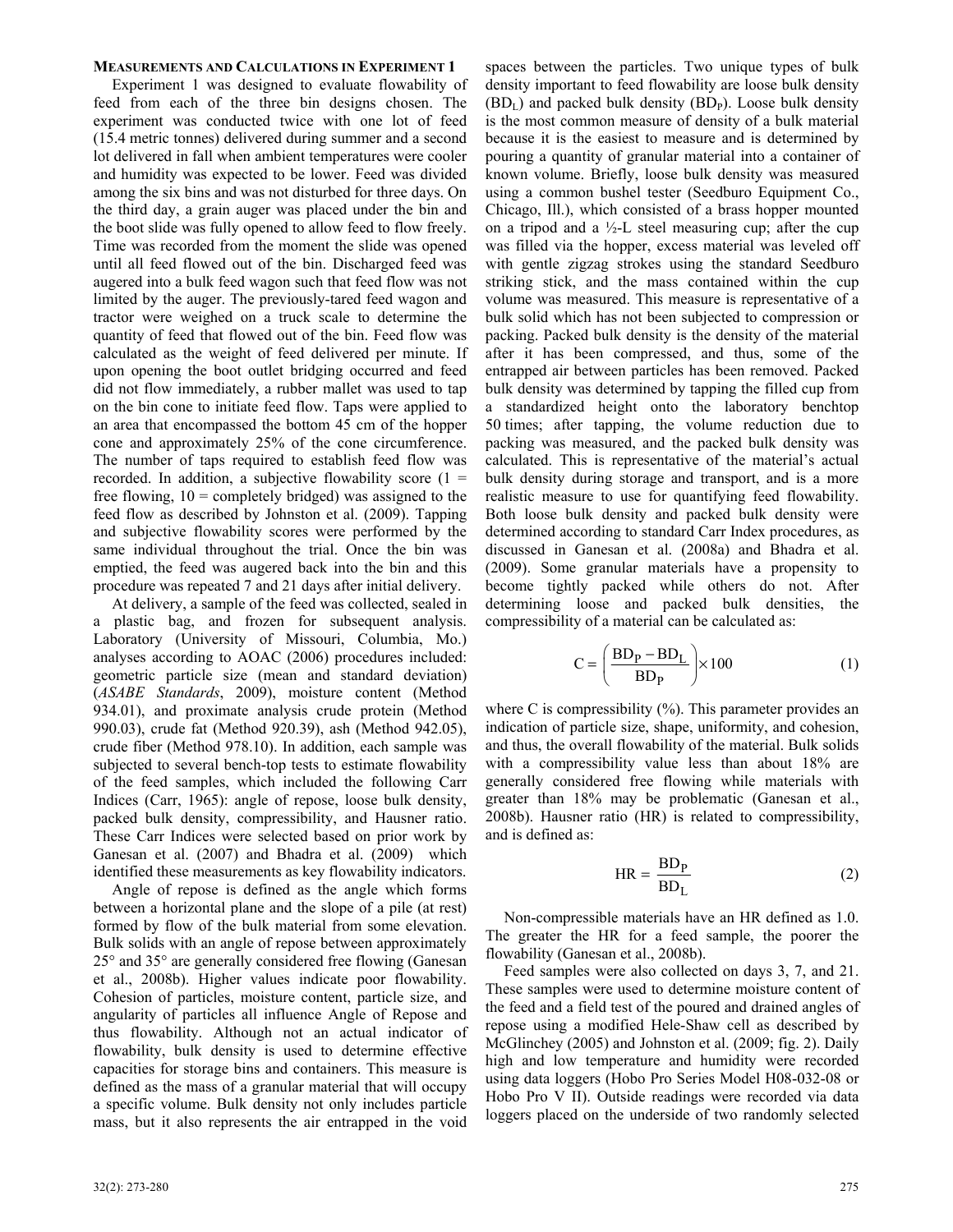### Measurements and Calculations in Experiment 1

Experiment 1 was designed to evaluate flowability of feed from each of the three bin designs chosen. The experiment was conducted twice with one lot of feed (15.4 metric tonnes) delivered during summer and a second lot delivered in fall when ambient temperatures were cooler and humidity was expected to be lower. Feed was divided among the six bins and was not disturbed for three days. On the third day, a grain auger was placed under the bin and the boot slide was fully opened to allow feed to flow freely. Time was recorded from the moment the slide was opened until all feed flowed out of the bin. Discharged feed was augered into a bulk feed wagon such that feed flow was not limited by the auger. The previously-tared feed wagon and tractor were weighed on a truck scale to determine the quantity of feed that flowed out of the bin. Feed flow was calculated as the weight of feed delivered per minute. If upon opening the boot outlet bridging occurred and feed did not flow immediately, a rubber mallet was used to tap on the bin cone to initiate feed flow. Taps were applied to an area that encompassed the bottom 45 cm of the hopper cone and approximately 25% of the cone circumference. The number of taps required to establish feed flow was recorded. In addition, a subjective flowability score (1 = free flowing, 10 = completely bridged) was assigned to the feed flow as described by Johnston et al. (2009). Tapping and subjective flowability scores were performed by the same individual throughout the trial. Once the bin was emptied, the feed was augered back into the bin and this procedure was repeated 7 and 21 days after initial delivery.

At delivery, a sample of the feed was collected, sealed in a plastic bag, and frozen for subsequent analysis. Laboratory (University of Missouri, Columbia, Mo.) analyses according to AOAC (2006) procedures included: geometric particle size (mean and standard deviation) (*ASABE Standards*, 2009), moisture content (Method 934.01), and proximate analysis crude protein (Method 990.03), crude fat (Method 920.39), ash (Method 942.05), crude fiber (Method 978.10). In addition, each sample was subjected to several bench-top tests to estimate flowability of the feed samples, which included the following Carr Indices (Carr, 1965): angle of repose, loose bulk density, packed bulk density, compressibility, and Hausner ratio. These Carr Indices were selected based on prior work by Ganesan et al. (2007) and Bhadra et al. (2009) which identified these measurements as key flowability indicators.

Angle of repose is defined as the angle which forms between a horizontal plane and the slope of a pile (at rest) formed by flow of the bulk material from some elevation. Bulk solids with an angle of repose between approximately 25° and 35° are generally considered free flowing (Ganesan et al., 2008b). Higher values indicate poor flowability. Cohesion of particles, moisture content, particle size, and angularity of particles all influence Angle of Repose and thus flowability. Although not an actual indicator of flowability, bulk density is used to determine effective capacities for storage bins and containers. This measure is defined as the mass of a granular material that will occupy a specific volume. Bulk density not only includes particle mass, but it also represents the air entrapped in the void spaces between the particles. Two unique types of bulk density important to feed flowability are loose bulk density ($BD_L$) and packed bulk density ($BD_P$). Loose bulk density is the most common measure of density of a bulk material because it is the easiest to measure and is determined by pouring a quantity of granular material into a container of known volume. Briefly, loose bulk density was measured using a common bushel tester (Seedburo Equipment Co., Chicago, Ill.), which consisted of a brass hopper mounted on a tripod and a ½-L steel measuring cup; after the cup was filled via the hopper, excess material was leveled off with gentle zigzag strokes using the standard Seedburo striking stick, and the mass contained within the cup volume was measured. This measure is representative of a bulk solid which has not been subjected to compression or packing. Packed bulk density is the density of the material after it has been compressed, and thus, some of the entrapped air between particles has been removed. Packed bulk density was determined by tapping the filled cup from a standardized height onto the laboratory benchtop 50 times; after tapping, the volume reduction due to packing was measured, and the packed bulk density was calculated. This is representative of the material's actual bulk density during storage and transport, and is a more realistic measure to use for quantifying feed flowability. Both loose bulk density and packed bulk density were determined according to standard Carr Index procedures, as discussed in Ganesan et al. (2008a) and Bhadra et al. (2009). Some granular materials have a propensity to become tightly packed while others do not. After determining loose and packed bulk densities, the compressibility of a material can be calculated as:

$$C = \left( \frac{BD_P - BD_L}{BD_P} \right) \times 100 \tag{1}$$

where C is compressibility (%). This parameter provides an indication of particle size, shape, uniformity, and cohesion, and thus, the overall flowability of the material. Bulk solids with a compressibility value less than about 18% are generally considered free flowing while materials with greater than 18% may be problematic (Ganesan et al., 2008b). Hausner ratio (HR) is related to compressibility, and is defined as:

$$HR = \frac{BD_P}{BD_L} \tag{2}$$

Non-compressible materials have an HR defined as 1.0. The greater the HR for a feed sample, the poorer the flowability (Ganesan et al., 2008b).

Feed samples were also collected on days 3, 7, and 21. These samples were used to determine moisture content of the feed and a field test of the poured and drained angles of repose using a modified Hele-Shaw cell as described by McGlinchey (2005) and Johnston et al. (2009; fig. 2). Daily high and low temperature and humidity were recorded using data loggers (Hobo Pro Series Model H08-032-08 or Hobo Pro V II). Outside readings were recorded via data loggers placed on the underside of two randomly selected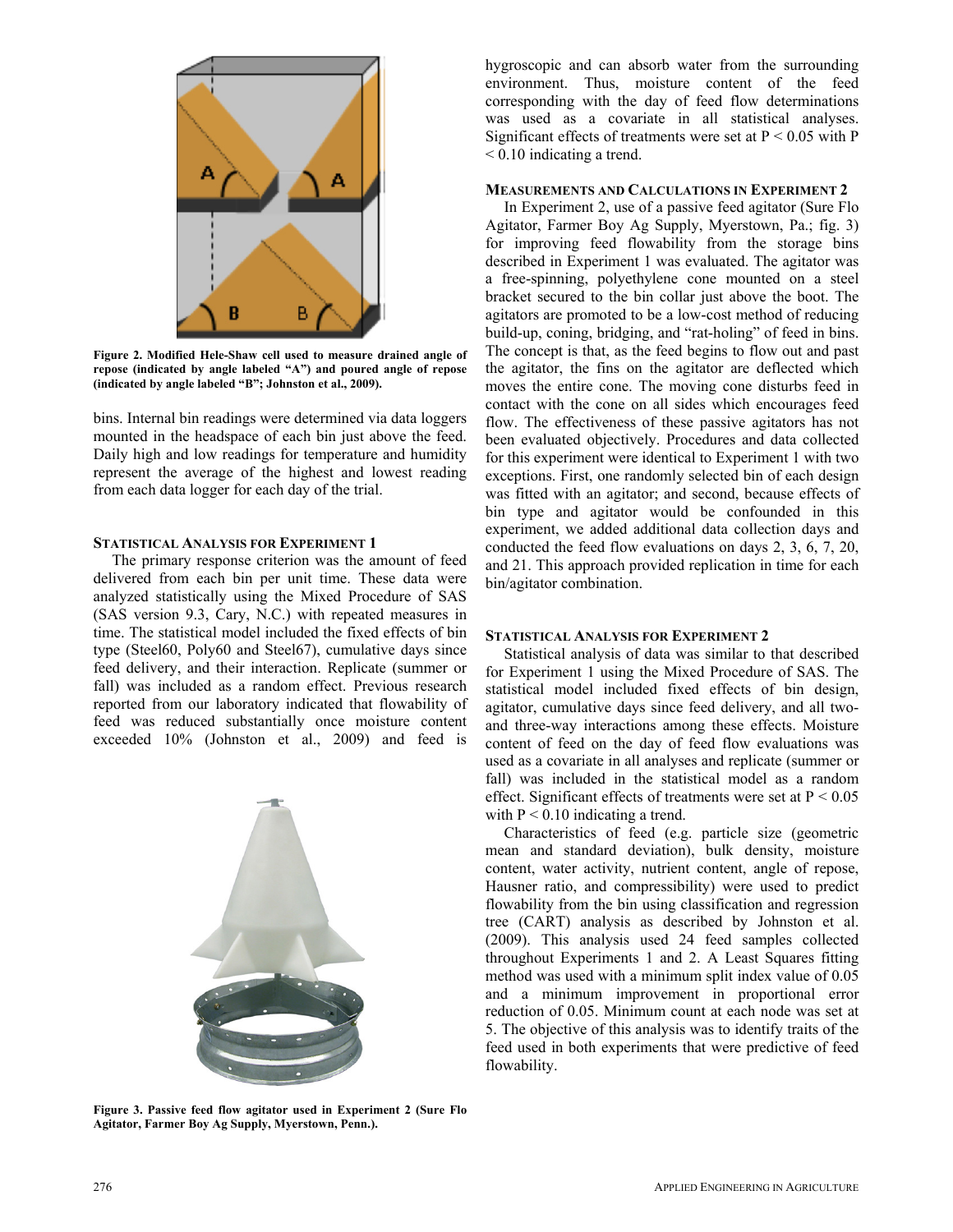Figure 2. Modified Hele-Shaw cell used to measure drained angle of repose (indicated by angle labeled "A") and poured angle of repose (indicated by angle labeled "B"; Johnston et al., 2009).

bins. Internal bin readings were determined via data loggers mounted in the headspace of each bin just above the feed. Daily high and low readings for temperature and humidity represent the average of the highest and lowest reading from each data logger for each day of the trial.

### Statistical Analysis for Experiment 1

The primary response criterion was the amount of feed delivered from each bin per unit time. These data were analyzed statistically using the Mixed Procedure of SAS (SAS version 9.3, Cary, N.C.) with repeated measures in time. The statistical model included the fixed effects of bin type (Steel60, Poly60 and Steel67), cumulative days since feed delivery, and their interaction. Replicate (summer or fall) was included as a random effect. Previous research reported from our laboratory indicated that flowability of feed was reduced substantially once moisture content exceeded 10% (Johnston et al., 2009) and feed is hygroscopic and can absorb water from the surrounding environment. Thus, moisture content of the feed corresponding with the day of feed flow determinations was used as a covariate in all statistical analyses. Significant effects of treatments were set at $P < 0.05$ with $P < 0.10$ indicating a trend.

Figure 3. Passive feed flow agitator used in Experiment 2 (Sure Flo Agitator, Farmer Boy Ag Supply, Myerstown, Penn.).

### Measurements and Calculations in Experiment 2

In Experiment 2, use of a passive feed agitator (Sure Flo Agitator, Farmer Boy Ag Supply, Myerstown, Pa.; fig. 3) for improving feed flowability from the storage bins described in Experiment 1 was evaluated. The agitator was a free-spinning, polyethylene cone mounted on a steel bracket secured to the bin collar just above the boot. The agitators are promoted to be a low-cost method of reducing build-up, coning, bridging, and "rat-holing" of feed in bins. The concept is that, as the feed begins to flow out and past the agitator, the fins on the agitator are deflected which moves the entire cone. The moving cone disturbs feed in contact with the cone on all sides which encourages feed flow. The effectiveness of these passive agitators has not been evaluated objectively. Procedures and data collected for this experiment were identical to Experiment 1 with two exceptions. First, one randomly selected bin of each design was fitted with an agitator; and second, because effects of bin type and agitator would be confounded in this experiment, we added additional data collection days and conducted the feed flow evaluations on days 2, 3, 6, 7, 20, and 21. This approach provided replication in time for each bin/agitator combination.

### Statistical Analysis for Experiment 2

Statistical analysis of data was similar to that described for Experiment 1 using the Mixed Procedure of SAS. The statistical model included fixed effects of bin design, agitator, cumulative days since feed delivery, and all two- and three-way interactions among these effects. Moisture content of feed on the day of feed flow evaluations was used as a covariate in all analyses and replicate (summer or fall) was included in the statistical model as a random effect. Significant effects of treatments were set at $P < 0.05$ with $P < 0.10$ indicating a trend.

Characteristics of feed (e.g. particle size (geometric mean and standard deviation), bulk density, moisture content, water activity, nutrient content, angle of repose, Hausner ratio, and compressibility) were used to predict flowability from the bin using classification and regression tree (CART) analysis as described by Johnston et al. (2009). This analysis used 24 feed samples collected throughout Experiments 1 and 2. A Least Squares fitting method was used with a minimum split index value of 0.05 and a minimum improvement in proportional error reduction of 0.05. Minimum count at each node was set at 5. The objective of this analysis was to identify traits of the feed used in both experiments that were predictive of feed flowability.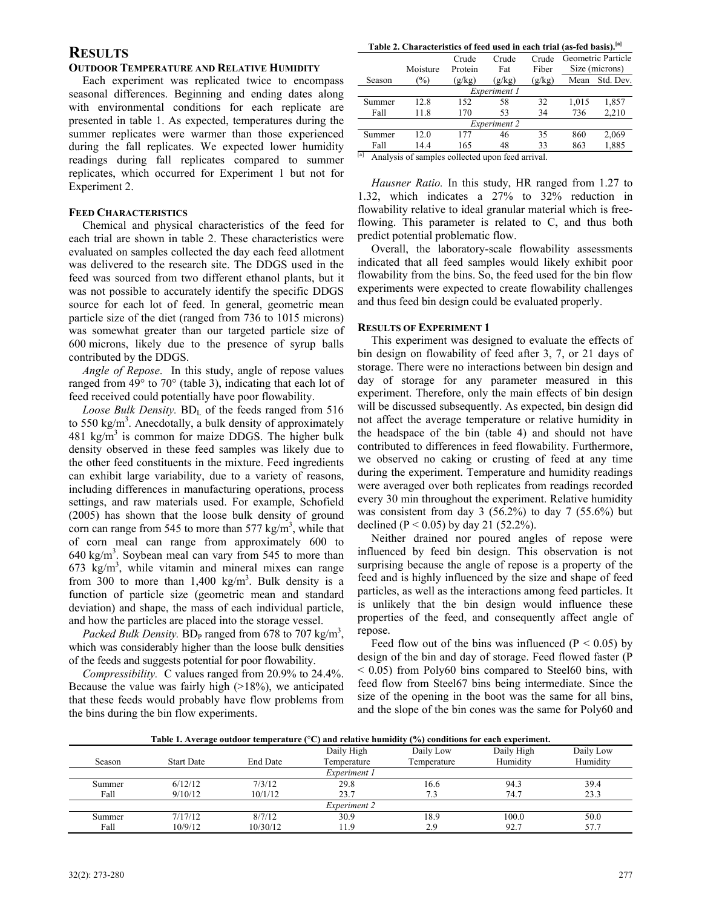## RESULTS

### OUTDOOR TEMPERATURE AND RELATIVE HUMIDITY

Each experiment was replicated twice to encompass seasonal differences. Beginning and ending dates along with environmental conditions for each replicate are presented in table 1. As expected, temperatures during the summer replicates were warmer than those experienced during the fall replicates. We expected lower humidity readings during fall replicates compared to summer replicates, which occurred for Experiment 1 but not for Experiment 2.

### FEED CHARACTERISTICS

Chemical and physical characteristics of the feed for each trial are shown in table 2. These characteristics were evaluated on samples collected the day each feed allotment was delivered to the research site. The DDGS used in the feed was sourced from two different ethanol plants, but it was not possible to accurately identify the specific DDGS source for each lot of feed. In general, geometric mean particle size of the diet (ranged from 736 to 1015 microns) was somewhat greater than our targeted particle size of 600 microns, likely due to the presence of syrup balls contributed by the DDGS.

*Angle of Repose*. In this study, angle of repose values ranged from 49° to 70° (table 3), indicating that each lot of feed received could potentially have poor flowability.

*Loose Bulk Density.* $BD_L$ of the feeds ranged from 516 to 550 kg/m$^3$. Anecdotally, a bulk density of approximately 481 kg/m$^3$ is common for maize DDGS. The higher bulk density observed in these feed samples was likely due to the other feed constituents in the mixture. Feed ingredients can exhibit large variability, due to a variety of reasons, including differences in manufacturing operations, process settings, and raw materials used. For example, Schofield (2005) has shown that the loose bulk density of ground corn can range from 545 to more than 577 kg/m$^3$, while that of corn meal can range from approximately 600 to 640 kg/m$^3$. Soybean meal can vary from 545 to more than 673 kg/m$^3$, while vitamin and mineral mixes can range from 300 to more than 1,400 kg/m$^3$. Bulk density is a function of particle size (geometric mean and standard deviation) and shape, the mass of each individual particle, and how the particles are placed into the storage vessel.

*Packed Bulk Density.* $BD_P$ ranged from 678 to 707 kg/m$^3$, which was considerably higher than the loose bulk densities of the feeds and suggests potential for poor flowability.

*Compressibility.* C values ranged from 20.9% to 24.4%. Because the value was fairly high (>18%), we anticipated that these feeds would probably have flow problems from the bins during the bin flow experiments.

**Table 2. Characteristics of feed used in each trial (as-fed basis).[a]**

| Season | Moisture (%) | Crude Protein (g/kg) | Crude Fat (g/kg) | Crude Fiber (g/kg) | Geometric Particle Size (microns) Mean | Std. Dev. |
|---|---|---|---|---|---|---|
| | | | *Experiment 1* | | | |
| Summer | 12.8 | 152 | 58 | 32 | 1,015 | 1,857 |
| Fall | 11.8 | 170 | 53 | 34 | 736 | 2,210 |
| | | | *Experiment 2* | | | |
| Summer | 12.0 | 177 | 46 | 35 | 860 | 2,069 |
| Fall | 14.4 | 165 | 48 | 33 | 863 | 1,885 |

[a] Analysis of samples collected upon feed arrival.

*Hausner Ratio.* In this study, HR ranged from 1.27 to 1.32, which indicates a 27% to 32% reduction in flowability relative to ideal granular material which is free-flowing. This parameter is related to C, and thus both predict potential problematic flow.

Overall, the laboratory-scale flowability assessments indicated that all feed samples would likely exhibit poor flowability from the bins. So, the feed used for the bin flow experiments were expected to create flowability challenges and thus feed bin design could be evaluated properly.

### RESULTS OF EXPERIMENT 1

This experiment was designed to evaluate the effects of bin design on flowability of feed after 3, 7, or 21 days of storage. There were no interactions between bin design and day of storage for any parameter measured in this experiment. Therefore, only the main effects of bin design will be discussed subsequently. As expected, bin design did not affect the average temperature or relative humidity in the headspace of the bin (table 4) and should not have contributed to differences in feed flowability. Furthermore, we observed no caking or crusting of feed at any time during the experiment. Temperature and humidity readings were averaged over both replicates from readings recorded every 30 min throughout the experiment. Relative humidity was consistent from day 3 (56.2%) to day 7 (55.6%) but declined ($P < 0.05$) by day 21 (52.2%).

Neither drained nor poured angles of repose were influenced by feed bin design. This observation is not surprising because the angle of repose is a property of the feed and is highly influenced by the size and shape of feed particles, as well as the interactions among feed particles. It is unlikely that the bin design would influence these properties of the feed, and consequently affect angle of repose.

Feed flow out of the bins was influenced ($P < 0.05$) by design of the bin and day of storage. Feed flowed faster ($P < 0.05$) from Poly60 bins compared to Steel60 bins, with feed flow from Steel67 bins being intermediate. Since the size of the opening in the boot was the same for all bins, and the slope of the bin cones was the same for Poly60 and

**Table 1. Average outdoor temperature (°C) and relative humidity (%) conditions for each experiment.**

| Season | Start Date | End Date | Daily High Temperature | Daily Low Temperature | Daily High Humidity | Daily Low Humidity |
|---|---|---|---|---|---|---|
| | | | *Experiment 1* | | | |
| Summer | 6/12/12 | 7/3/12 | 29.8 | 16.6 | 94.3 | 39.4 |
| Fall | 9/10/12 | 10/1/12 | 23.7 | 7.3 | 74.7 | 23.3 |
| | | | *Experiment 2* | | | |
| Summer | 7/17/12 | 8/7/12 | 30.9 | 18.9 | 100.0 | 50.0 |
| Fall | 10/9/12 | 10/30/12 | 11.9 | 2.9 | 92.7 | 57.7 |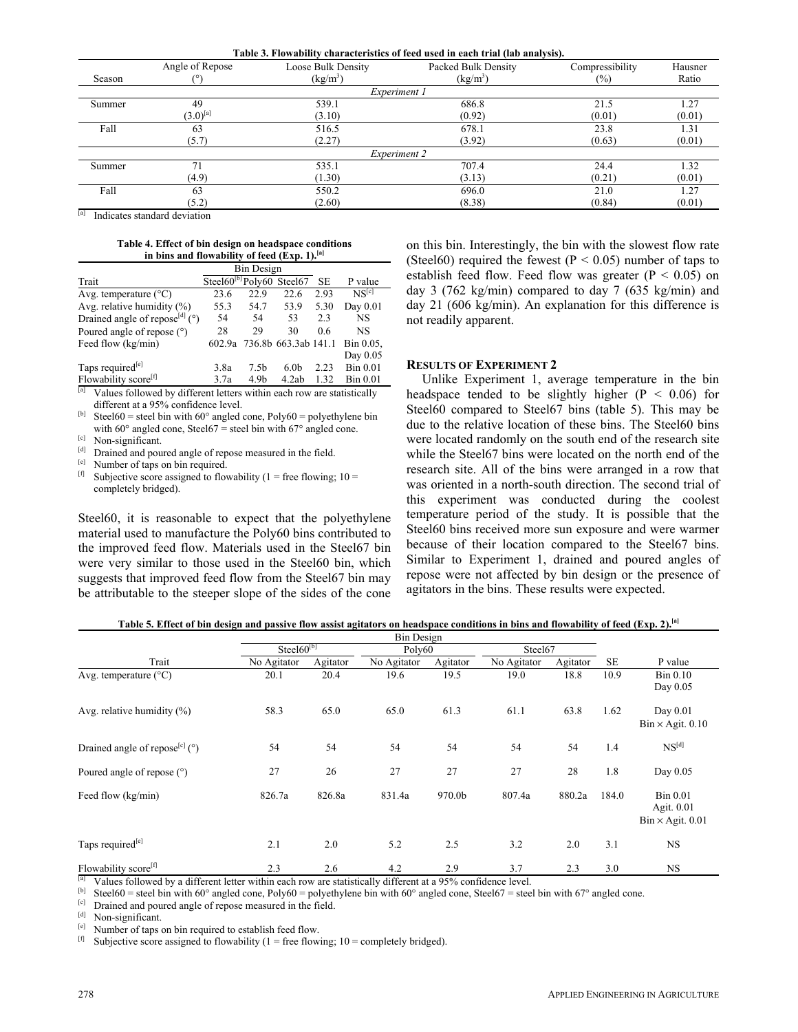**Table 3. Flowability characteristics of feed used in each trial (lab analysis).**

| Season | Angle of Repose (°) | Loose Bulk Density (kg/m³) | Packed Bulk Density (kg/m³) | Compressibility (%) | Hausner Ratio |
|---|---|---|---|---|---|
| | | | *Experiment 1* | | |
| Summer | 49 | 539.1 | 686.8 | 21.5 | 1.27 |
| | (3.0)[a] | (3.10) | (0.92) | (0.01) | (0.01) |
| Fall | 63 | 516.5 | 678.1 | 23.8 | 1.31 |
| | (5.7) | (2.27) | (3.92) | (0.63) | (0.01) |
| | | | *Experiment 2* | | |
| Summer | 71 | 535.1 | 707.4 | 24.4 | 1.32 |
| | (4.9) | (1.30) | (3.13) | (0.21) | (0.01) |
| Fall | 63 | 550.2 | 696.0 | 21.0 | 1.27 |
| | (5.2) | (2.60) | (8.38) | (0.84) | (0.01) |

[a] Indicates standard deviation

**Table 4. Effect of bin design on headspace conditions in bins and flowability of feed (Exp. 1).[a]**

| Trait | Bin Design | | | | |
|---|---|---|---|---|---|
| | Steel60[b] | Poly60 | Steel67 | SE | P value |
| Avg. temperature (°C) | 23.6 | 22.9 | 22.6 | 2.93 | NS[c] |
| Avg. relative humidity (%) | 55.3 | 54.7 | 53.9 | 5.30 | Day 0.01 |
| Drained angle of repose[d] (°) | 54 | 54 | 53 | 2.3 | NS |
| Poured angle of repose (°) | 28 | 29 | 30 | 0.6 | NS |
| Feed flow (kg/min) | 602.9a | 736.8b | 663.3ab | 141.1 | Bin 0.05, Day 0.05 |
| Taps required[e] | 3.8a | 7.5b | 6.0b | 2.23 | Bin 0.01 |
| Flowability score[f] | 3.7a | 4.9b | 4.2ab | 1.32 | Bin 0.01 |

[a] Values followed by different letters within each row are statistically different at a 95% confidence level.
[b] Steel60 = steel bin with 60° angled cone, Poly60 = polyethylene bin with 60° angled cone, Steel67 = steel bin with 67° angled cone.
[c] Non-significant.
[d] Drained and poured angle of repose measured in the field.
[e] Number of taps on bin required.
[f] Subjective score assigned to flowability (1 = free flowing; 10 = completely bridged).

Steel60, it is reasonable to expect that the polyethylene material used to manufacture the Poly60 bins contributed to the improved feed flow. Materials used in the Steel67 bin were very similar to those used in the Steel60 bin, which suggests that improved feed flow from the Steel67 bin may be attributable to the steeper slope of the sides of the cone on this bin. Interestingly, the bin with the slowest flow rate (Steel60) required the fewest ($P < 0.05$) number of taps to establish feed flow. Feed flow was greater ($P < 0.05$) on day 3 (762 kg/min) compared to day 7 (635 kg/min) and day 21 (606 kg/min). An explanation for this difference is not readily apparent.

### Results of Experiment 2

Unlike Experiment 1, average temperature in the bin headspace tended to be slightly higher ($P < 0.06$) for Steel60 compared to Steel67 bins (table 5). This may be due to the relative location of these bins. The Steel60 bins were located randomly on the south end of the research site while the Steel67 bins were located on the north end of the research site. All of the bins were arranged in a row that was oriented in a north-south direction. The second trial of this experiment was conducted during the coolest temperature period of the study. It is possible that the Steel60 bins received more sun exposure and were warmer because of their location compared to the Steel67 bins. Similar to Experiment 1, drained and poured angles of repose were not affected by bin design or the presence of agitators in the bins. These results were expected.

**Table 5. Effect of bin design and passive flow assist agitators on headspace conditions in bins and flowability of feed (Exp. 2).[a]**

| Trait | Bin Design | | | | | | | |
|---|---|---|---|---|---|---|---|---|
| | Steel60[b] | | Poly60 | | Steel67 | | | |
| | No Agitator | Agitator | No Agitator | Agitator | No Agitator | Agitator | SE | P value |
| Avg. temperature (°C) | 20.1 | 20.4 | 19.6 | 19.5 | 19.0 | 18.8 | 10.9 | Bin 0.10 Day 0.05 |
| Avg. relative humidity (%) | 58.3 | 65.0 | 65.0 | 61.3 | 61.1 | 63.8 | 1.62 | Day 0.01 Bin × Agit. 0.10 |
| Drained angle of repose[c] (°) | 54 | 54 | 54 | 54 | 54 | 54 | 1.4 | NS[d] |
| Poured angle of repose (°) | 27 | 26 | 27 | 27 | 27 | 28 | 1.8 | Day 0.05 |
| Feed flow (kg/min) | 826.7a | 826.8a | 831.4a | 970.0b | 807.4a | 880.2a | 184.0 | Bin 0.01 Agit. 0.01 Bin × Agit. 0.01 |
| Taps required[e] | 2.1 | 2.0 | 5.2 | 2.5 | 3.2 | 2.0 | 3.1 | NS |
| Flowability score[f] | 2.3 | 2.6 | 4.2 | 2.9 | 3.7 | 2.3 | 3.0 | NS |

[a] Values followed by a different letter within each row are statistically different at a 95% confidence level.
[b] Steel60 = steel bin with 60° angled cone, Poly60 = polyethylene bin with 60° angled cone, Steel67 = steel bin with 67° angled cone.
[c] Drained and poured angle of repose measured in the field.
[d] Non-significant.
[e] Number of taps on bin required to establish feed flow.
[f] Subjective score assigned to flowability (1 = free flowing; 10 = completely bridged).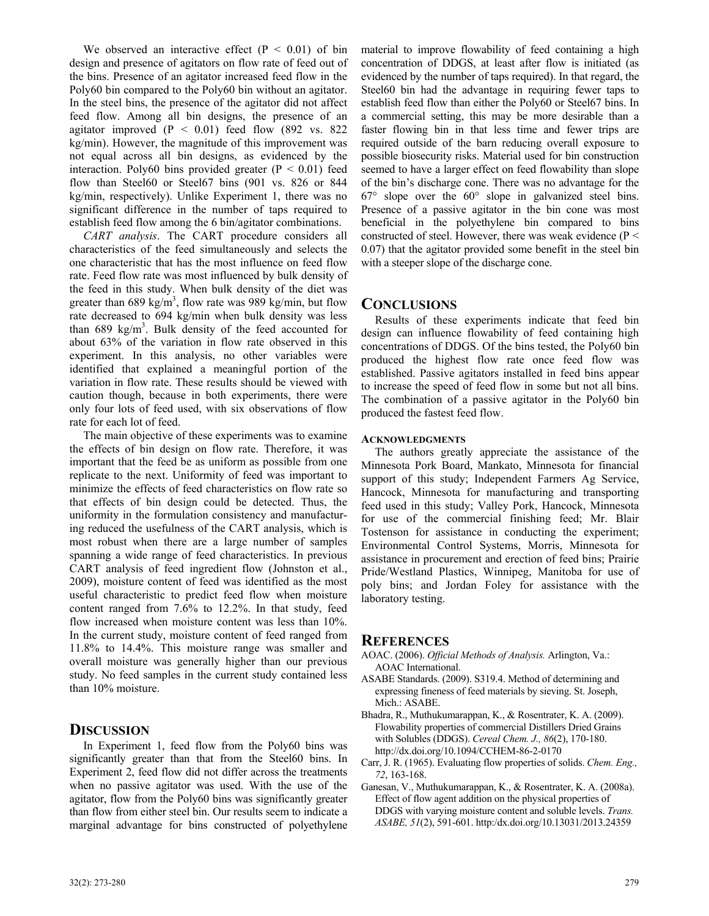We observed an interactive effect ($P < 0.01$) of bin design and presence of agitators on flow rate of feed out of the bins. Presence of an agitator increased feed flow in the Poly60 bin compared to the Poly60 bin without an agitator. In the steel bins, the presence of the agitator did not affect feed flow. Among all bin designs, the presence of an agitator improved ($P < 0.01$) feed flow (892 vs. 822 kg/min). However, the magnitude of this improvement was not equal across all bin designs, as evidenced by the interaction. Poly60 bins provided greater ($P < 0.01$) feed flow than Steel60 or Steel67 bins (901 vs. 826 or 844 kg/min, respectively). Unlike Experiment 1, there was no significant difference in the number of taps required to establish feed flow among the 6 bin/agitator combinations.

*CART analysis*. The CART procedure considers all characteristics of the feed simultaneously and selects the one characteristic that has the most influence on feed flow rate. Feed flow rate was most influenced by bulk density of the feed in this study. When bulk density of the diet was greater than 689 kg/m$^3$, flow rate was 989 kg/min, but flow rate decreased to 694 kg/min when bulk density was less than 689 kg/m$^3$. Bulk density of the feed accounted for about 63% of the variation in flow rate observed in this experiment. In this analysis, no other variables were identified that explained a meaningful portion of the variation in flow rate. These results should be viewed with caution though, because in both experiments, there were only four lots of feed used, with six observations of flow rate for each lot of feed.

The main objective of these experiments was to examine the effects of bin design on flow rate. Therefore, it was important that the feed be as uniform as possible from one replicate to the next. Uniformity of feed was important to minimize the effects of feed characteristics on flow rate so that effects of bin design could be detected. Thus, the uniformity in the formulation consistency and manufacturing reduced the usefulness of the CART analysis, which is most robust when there are a large number of samples spanning a wide range of feed characteristics. In previous CART analysis of feed ingredient flow (Johnston et al., 2009), moisture content of feed was identified as the most useful characteristic to predict feed flow when moisture content ranged from 7.6% to 12.2%. In that study, feed flow increased when moisture content was less than 10%. In the current study, moisture content of feed ranged from 11.8% to 14.4%. This moisture range was smaller and overall moisture was generally higher than our previous study. No feed samples in the current study contained less than 10% moisture.

## Discussion

In Experiment 1, feed flow from the Poly60 bins was significantly greater than that from the Steel60 bins. In Experiment 2, feed flow did not differ across the treatments when no passive agitator was used. With the use of the agitator, flow from the Poly60 bins was significantly greater than flow from either steel bin. Our results seem to indicate a marginal advantage for bins constructed of polyethylene material to improve flowability of feed containing a high concentration of DDGS, at least after flow is initiated (as evidenced by the number of taps required). In that regard, the Steel60 bin had the advantage in requiring fewer taps to establish feed flow than either the Poly60 or Steel67 bins. In a commercial setting, this may be more desirable than a faster flowing bin in that less time and fewer trips are required outside of the barn reducing overall exposure to possible biosecurity risks. Material used for bin construction seemed to have a larger effect on feed flowability than slope of the bin's discharge cone. There was no advantage for the 67° slope over the 60° slope in galvanized steel bins. Presence of a passive agitator in the bin cone was most beneficial in the polyethylene bin compared to bins constructed of steel. However, there was weak evidence ($P < 0.07$) that the agitator provided some benefit in the steel bin with a steeper slope of the discharge cone.

## Conclusions

Results of these experiments indicate that feed bin design can influence flowability of feed containing high concentrations of DDGS. Of the bins tested, the Poly60 bin produced the highest flow rate once feed flow was established. Passive agitators installed in feed bins appear to increase the speed of feed flow in some but not all bins. The combination of a passive agitator in the Poly60 bin produced the fastest feed flow.

### Acknowledgments

The authors greatly appreciate the assistance of the Minnesota Pork Board, Mankato, Minnesota for financial support of this study; Independent Farmers Ag Service, Hancock, Minnesota for manufacturing and transporting feed used in this study; Valley Pork, Hancock, Minnesota for use of the commercial finishing feed; Mr. Blair Tostenson for assistance in conducting the experiment; Environmental Control Systems, Morris, Minnesota for assistance in procurement and erection of feed bins; Prairie Pride/Westland Plastics, Winnipeg, Manitoba for use of poly bins; and Jordan Foley for assistance with the laboratory testing.

## References

AOAC. (2006). *Official Methods of Analysis.* Arlington, Va.: AOAC International.

ASABE Standards. (2009). S319.4. Method of determining and expressing fineness of feed materials by sieving. St. Joseph, Mich.: ASABE.

Bhadra, R., Muthukumarappan, K., & Rosentrater, K. A. (2009). Flowability properties of commercial Distillers Dried Grains with Solubles (DDGS). *Cereal Chem. J., 86*(2), 170-180. http://dx.doi.org/10.1094/CCHEM-86-2-0170

Carr, J. R. (1965). Evaluating flow properties of solids. *Chem. Eng., 72*, 163-168.

Ganesan, V., Muthukumarappan, K., & Rosentrater, K. A. (2008a). Effect of flow agent addition on the physical properties of DDGS with varying moisture content and soluble levels. *Trans. ASABE, 51*(2), 591-601. http:/dx.doi.org/10.13031/2013.24359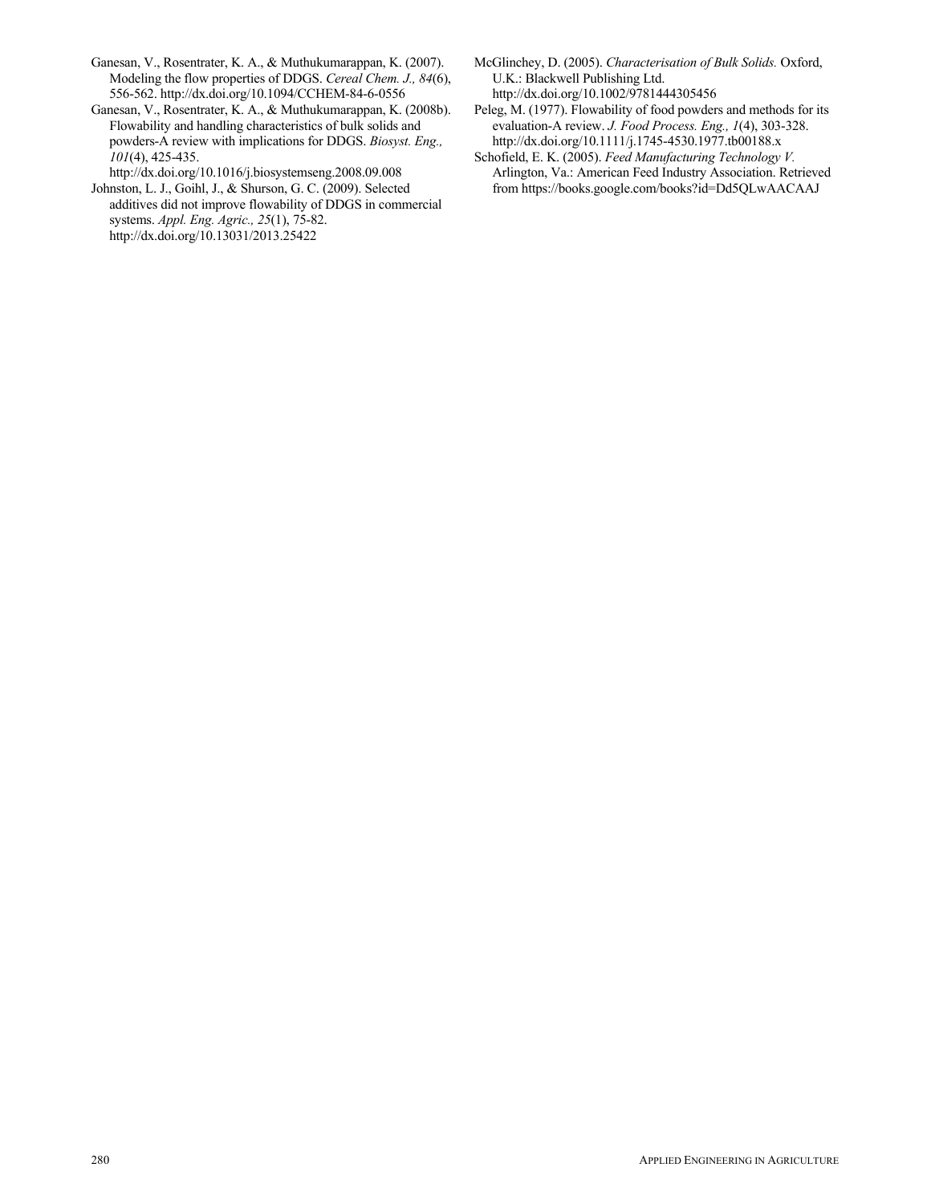Ganesan, V., Rosentrater, K. A., & Muthukumarappan, K. (2007). Modeling the flow properties of DDGS. *Cereal Chem. J., 84*(6), 556-562. http://dx.doi.org/10.1094/CCHEM-84-6-0556

Ganesan, V., Rosentrater, K. A., & Muthukumarappan, K. (2008b). Flowability and handling characteristics of bulk solids and powders-A review with implications for DDGS. *Biosyst. Eng., 101*(4), 425-435. http://dx.doi.org/10.1016/j.biosystemseng.2008.09.008

Johnston, L. J., Goihl, J., & Shurson, G. C. (2009). Selected additives did not improve flowability of DDGS in commercial systems. *Appl. Eng. Agric., 25*(1), 75-82. http://dx.doi.org/10.13031/2013.25422

McGlinchey, D. (2005). *Characterisation of Bulk Solids.* Oxford, U.K.: Blackwell Publishing Ltd. http://dx.doi.org/10.1002/9781444305456

Peleg, M. (1977). Flowability of food powders and methods for its evaluation-A review. *J. Food Process. Eng., 1*(4), 303-328. http://dx.doi.org/10.1111/j.1745-4530.1977.tb00188.x

Schofield, E. K. (2005). *Feed Manufacturing Technology V.* Arlington, Va.: American Feed Industry Association. Retrieved from https://books.google.com/books?id=Dd5QLwAACAAJ